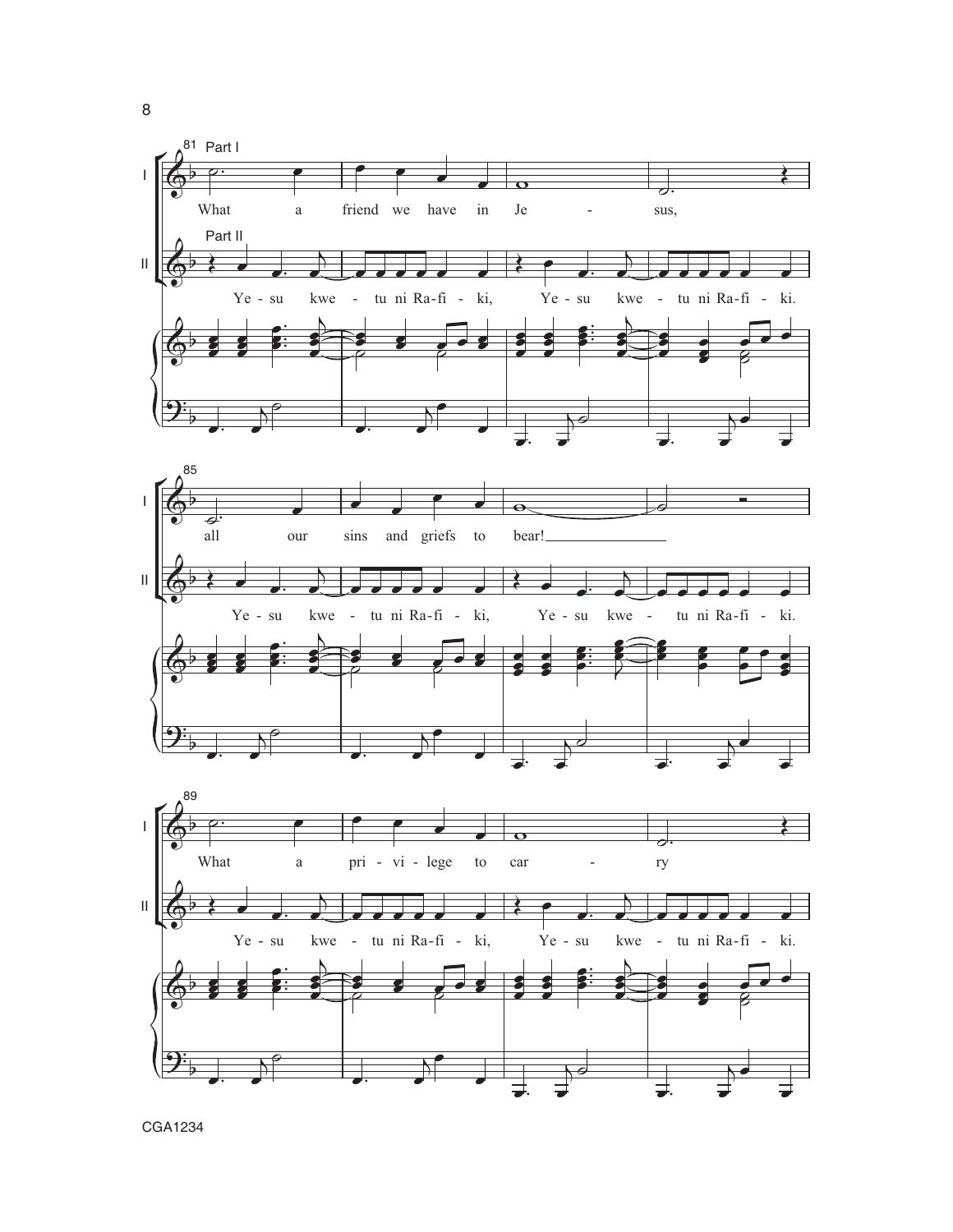81 Part I

What a friend we have in Je - sus,

Part II

Ye - su kwe - tu ni Ra - fi - ki, Ye - su kwe - tu ni Ra - fi - ki.

85

all our sins and griefs to bear!

Ye - su kwe - tu ni Ra - fi - ki, Ye - su kwe - tu ni Ra - fi - ki.

89

What a pri - vi - lege to car - ry

Ye - su kwe - tu ni Ra - fi - ki, Ye - su kwe - tu ni Ra - fi - ki.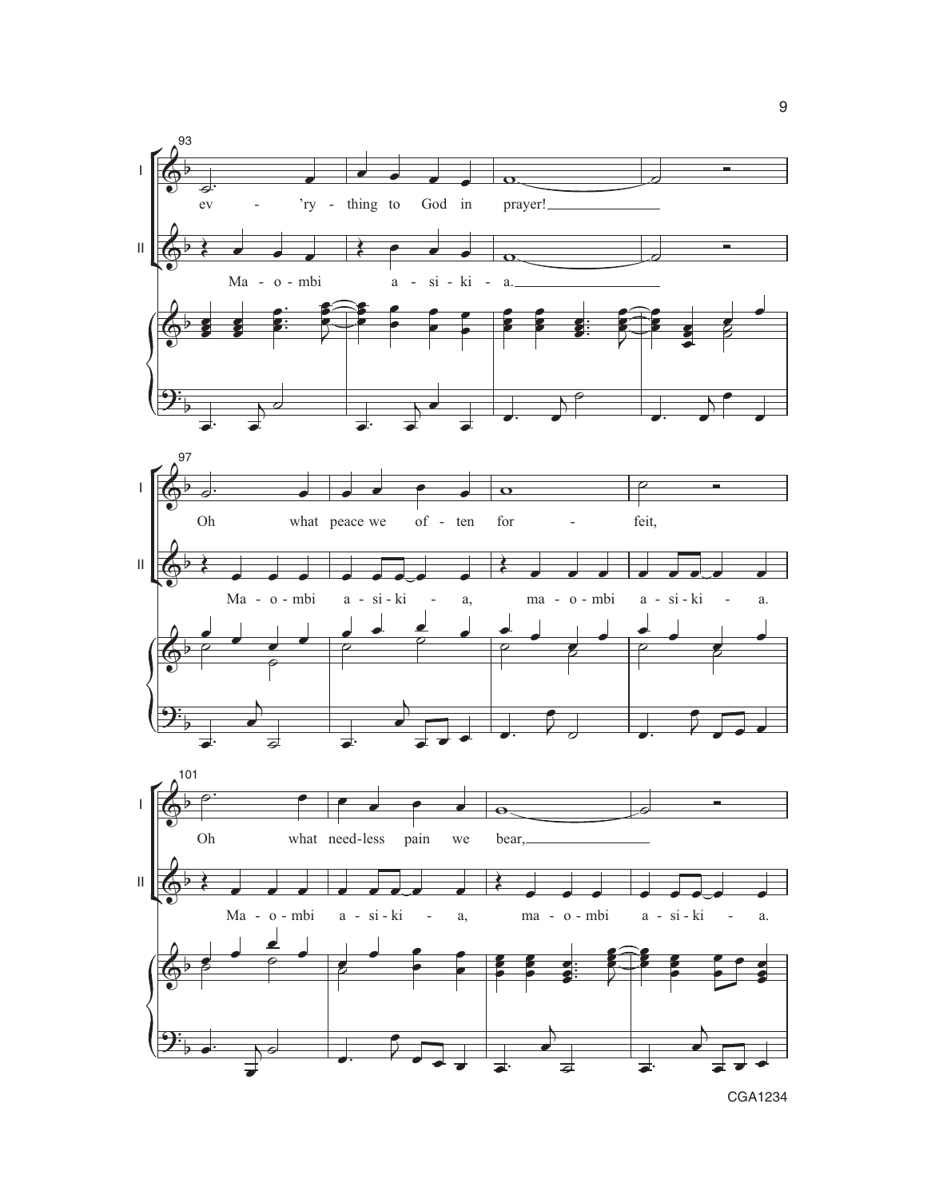93

I: ev - 'ry - thing to God in prayer!

II: Ma - o - mbi a - si - ki - a.

97

I: Oh what peace we of - ten for - feit,

II: Ma - o - mbi a - si - ki - a, ma - o - mbi a - si - ki - a.

101

I: Oh what need-less pain we bear,

II: Ma - o - mbi a - si - ki - a, ma - o - mbi a - si - ki - a.

CGA1234